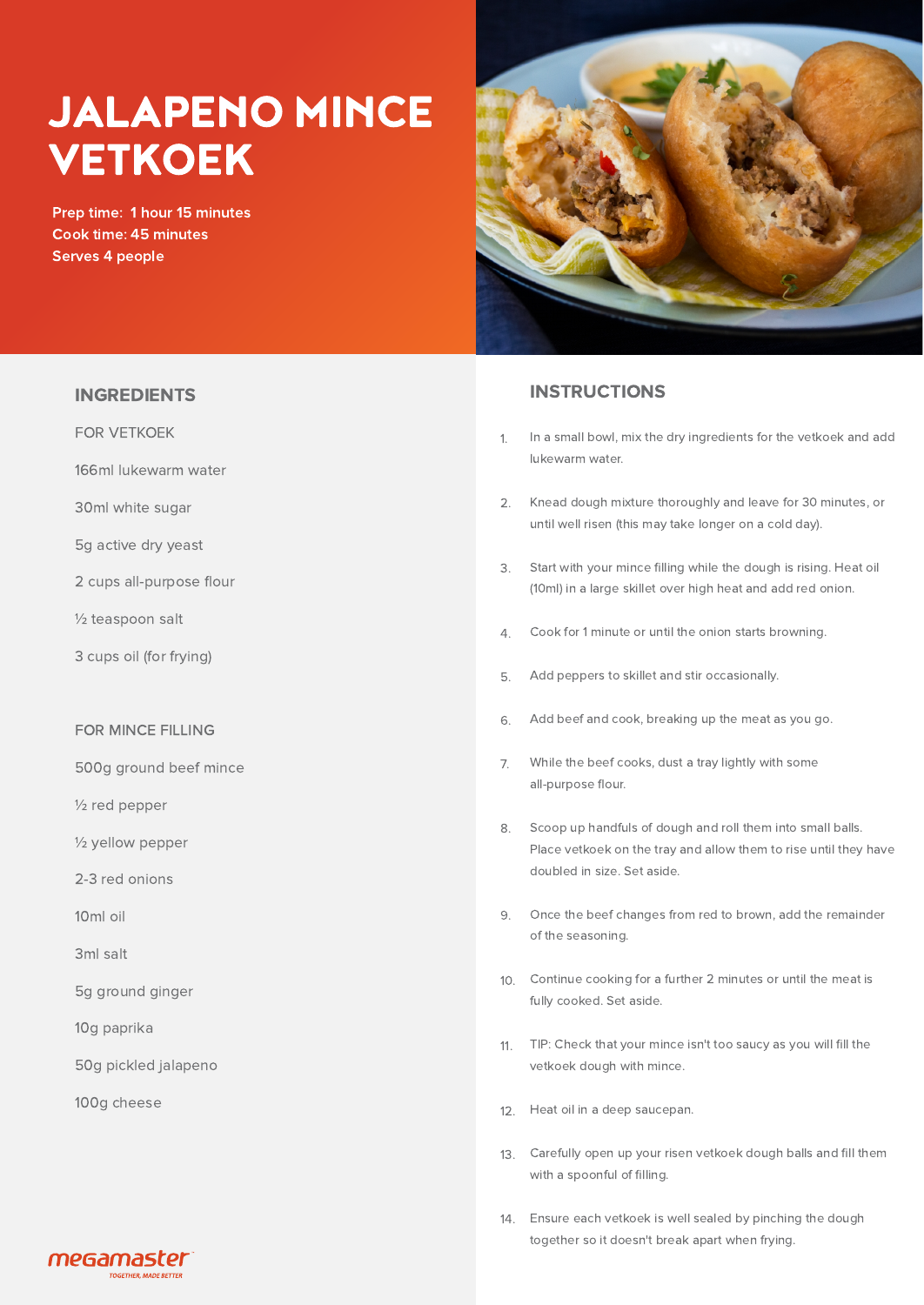# JALAPENO MINCE VETKOEK

**Prep time: 1 hour 15 minutes**
**Cook time: 45 minutes**
**Serves 4 people**

## INGREDIENTS

### FOR VETKOEK

- 166ml lukewarm water
- 30ml white sugar
- 5g active dry yeast
- 2 cups all-purpose flour
- ½ teaspoon salt
- 3 cups oil (for frying)

### FOR MINCE FILLING

- 500g ground beef mince
- ½ red pepper
- ½ yellow pepper
- 2-3 red onions
- 10ml oil
- 3ml salt
- 5g ground ginger
- 10g paprika
- 50g pickled jalapeno
- 100g cheese

## INSTRUCTIONS

1. In a small bowl, mix the dry ingredients for the vetkoek and add lukewarm water.
2. Knead dough mixture thoroughly and leave for 30 minutes, or until well risen (this may take longer on a cold day).
3. Start with your mince filling while the dough is rising. Heat oil (10ml) in a large skillet over high heat and add red onion.
4. Cook for 1 minute or until the onion starts browning.
5. Add peppers to skillet and stir occasionally.
6. Add beef and cook, breaking up the meat as you go.
7. While the beef cooks, dust a tray lightly with some all-purpose flour.
8. Scoop up handfuls of dough and roll them into small balls. Place vetkoek on the tray and allow them to rise until they have doubled in size. Set aside.
9. Once the beef changes from red to brown, add the remainder of the seasoning.
10. Continue cooking for a further 2 minutes or until the meat is fully cooked. Set aside.
11. TIP: Check that your mince isn't too saucy as you will fill the vetkoek dough with mince.
12. Heat oil in a deep saucepan.
13. Carefully open up your risen vetkoek dough balls and fill them with a spoonful of filling.
14. Ensure each vetkoek is well sealed by pinching the dough together so it doesn't break apart when frying.

megamaster
TOGETHER, MADE BETTER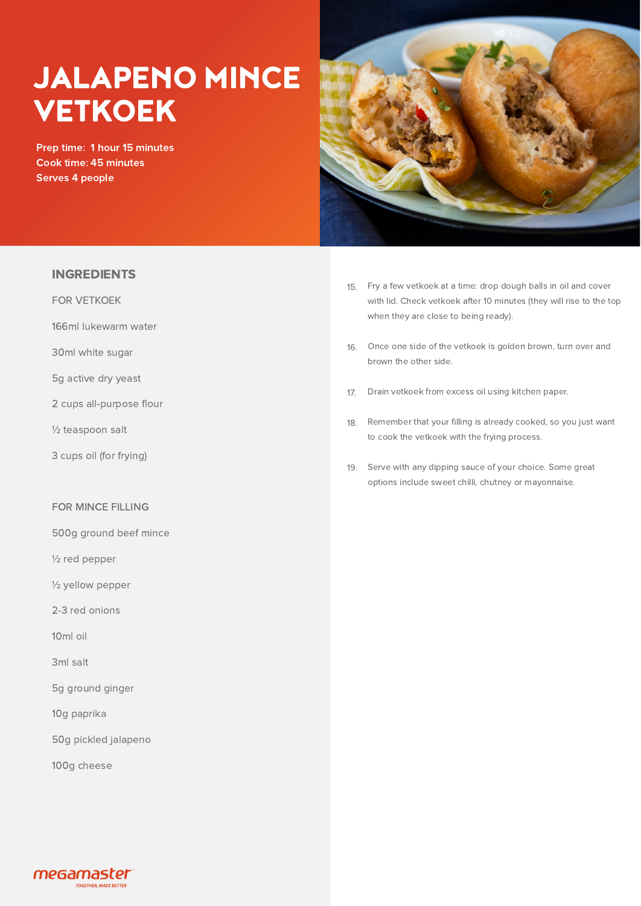# JALAPENO MINCE VETKOEK

**Prep time: 1 hour 15 minutes**
**Cook time: 45 minutes**
**Serves 4 people**

## INGREDIENTS

FOR VETKOEK

166ml lukewarm water

30ml white sugar

5g active dry yeast

2 cups all-purpose flour

½ teaspoon salt

3 cups oil (for frying)

FOR MINCE FILLING

500g ground beef mince

½ red pepper

½ yellow pepper

2-3 red onions

10ml oil

3ml salt

5g ground ginger

10g paprika

50g pickled jalapeno

100g cheese

15. Fry a few vetkoek at a time: drop dough balls in oil and cover with lid. Check vetkoek after 10 minutes (they will rise to the top when they are close to being ready).
16. Once one side of the vetkoek is golden brown, turn over and brown the other side.
17. Drain vetkoek from excess oil using kitchen paper.
18. Remember that your filling is already cooked, so you just want to cook the vetkoek with the frying process.
19. Serve with any dipping sauce of your choice. Some great options include sweet chilli, chutney or mayonnaise.

megamaster
TOGETHER, MADE BETTER